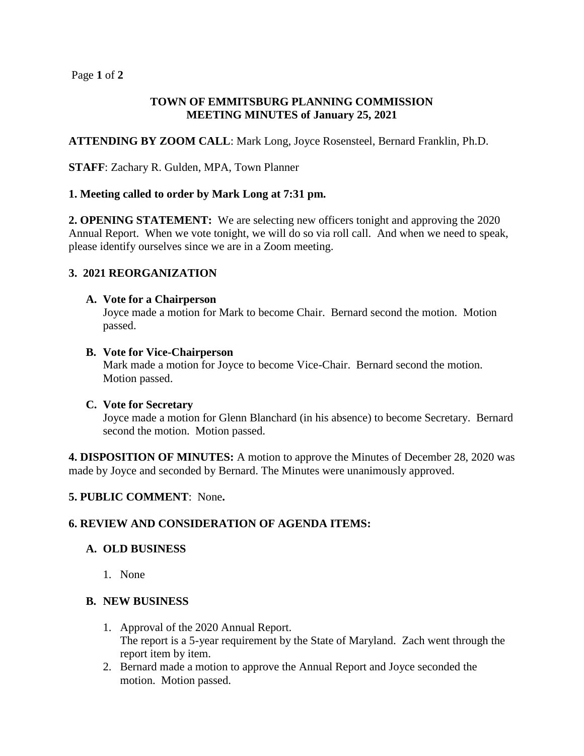# TOWN OF EMMITSBURG PLANNING COMMISSION
## MEETING MINUTES of January 25, 2021

**ATTENDING BY ZOOM CALL**: Mark Long, Joyce Rosensteel, Bernard Franklin, Ph.D.

**STAFF**: Zachary R. Gulden, MPA, Town Planner

**1. Meeting called to order by Mark Long at 7:31 pm.**

**2. OPENING STATEMENT:** We are selecting new officers tonight and approving the 2020 Annual Report. When we vote tonight, we will do so via roll call. And when we need to speak, please identify ourselves since we are in a Zoom meeting.

**3. 2021 REORGANIZATION**

**A. Vote for a Chairperson**
Joyce made a motion for Mark to become Chair. Bernard second the motion. Motion passed.

**B. Vote for Vice-Chairperson**
Mark made a motion for Joyce to become Vice-Chair. Bernard second the motion. Motion passed.

**C. Vote for Secretary**
Joyce made a motion for Glenn Blanchard (in his absence) to become Secretary. Bernard second the motion. Motion passed.

**4. DISPOSITION OF MINUTES:** A motion to approve the Minutes of December 28, 2020 was made by Joyce and seconded by Bernard. The Minutes were unanimously approved.

**5. PUBLIC COMMENT**: None**.**

**6. REVIEW AND CONSIDERATION OF AGENDA ITEMS:**

**A. OLD BUSINESS**

1. None

**B. NEW BUSINESS**

1. Approval of the 2020 Annual Report.
   The report is a 5-year requirement by the State of Maryland. Zach went through the report item by item.
2. Bernard made a motion to approve the Annual Report and Joyce seconded the motion. Motion passed.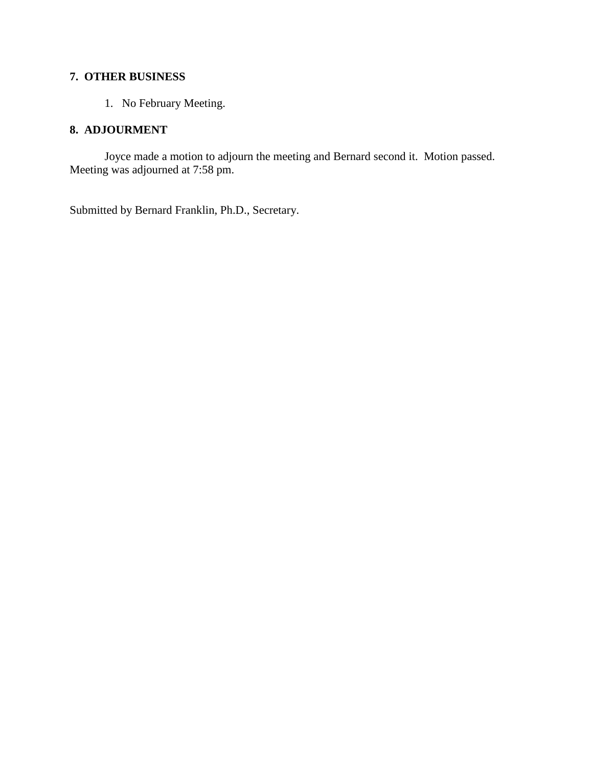**7. OTHER BUSINESS**

1. No February Meeting.

**8. ADJOURMENT**

Joyce made a motion to adjourn the meeting and Bernard second it. Motion passed. Meeting was adjourned at 7:58 pm.

Submitted by Bernard Franklin, Ph.D., Secretary.